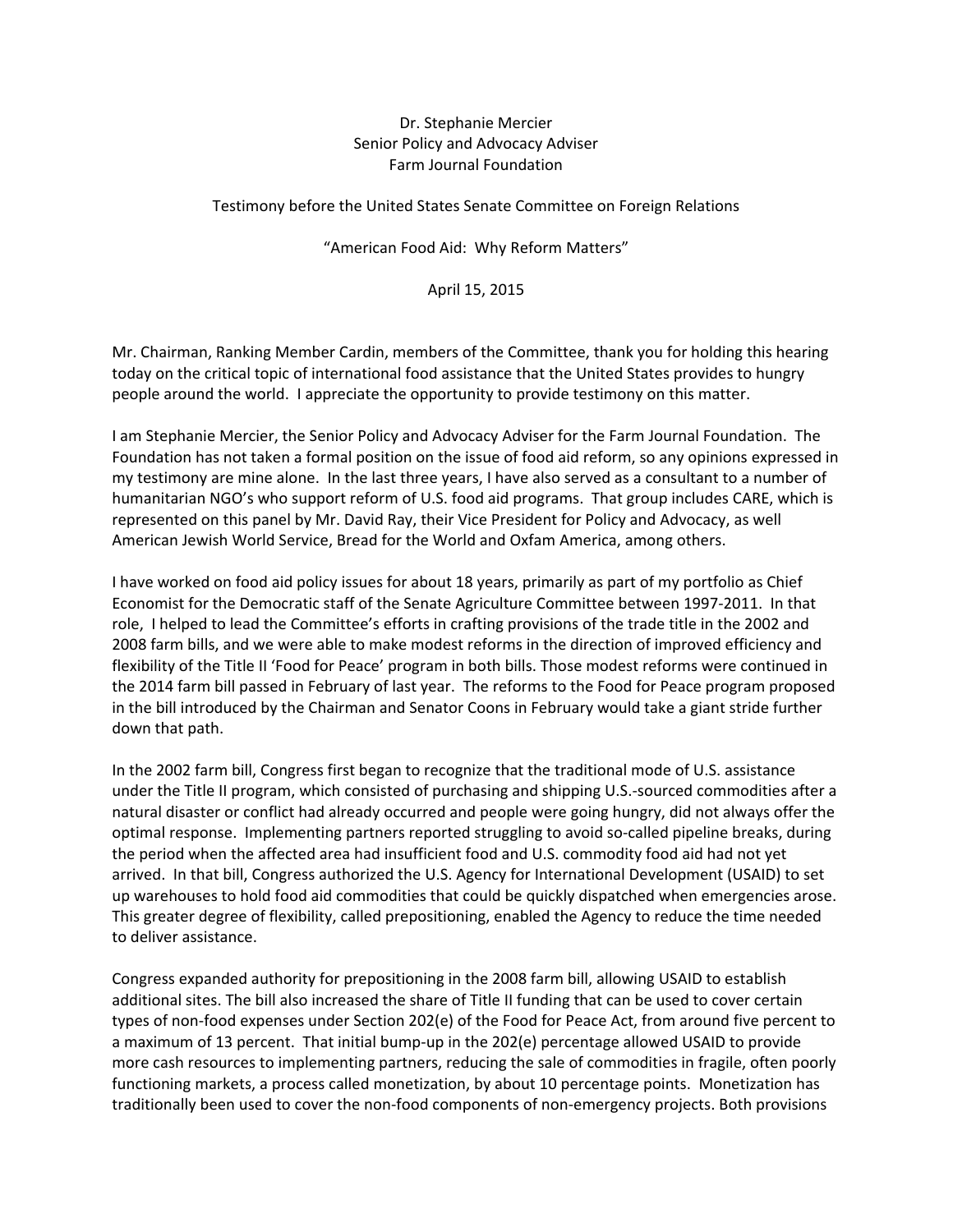Dr. Stephanie Mercier
Senior Policy and Advocacy Adviser
Farm Journal Foundation

Testimony before the United States Senate Committee on Foreign Relations

"American Food Aid: Why Reform Matters"

April 15, 2015

Mr. Chairman, Ranking Member Cardin, members of the Committee, thank you for holding this hearing today on the critical topic of international food assistance that the United States provides to hungry people around the world. I appreciate the opportunity to provide testimony on this matter.

I am Stephanie Mercier, the Senior Policy and Advocacy Adviser for the Farm Journal Foundation. The Foundation has not taken a formal position on the issue of food aid reform, so any opinions expressed in my testimony are mine alone. In the last three years, I have also served as a consultant to a number of humanitarian NGO's who support reform of U.S. food aid programs. That group includes CARE, which is represented on this panel by Mr. David Ray, their Vice President for Policy and Advocacy, as well American Jewish World Service, Bread for the World and Oxfam America, among others.

I have worked on food aid policy issues for about 18 years, primarily as part of my portfolio as Chief Economist for the Democratic staff of the Senate Agriculture Committee between 1997-2011. In that role, I helped to lead the Committee's efforts in crafting provisions of the trade title in the 2002 and 2008 farm bills, and we were able to make modest reforms in the direction of improved efficiency and flexibility of the Title II 'Food for Peace' program in both bills. Those modest reforms were continued in the 2014 farm bill passed in February of last year. The reforms to the Food for Peace program proposed in the bill introduced by the Chairman and Senator Coons in February would take a giant stride further down that path.

In the 2002 farm bill, Congress first began to recognize that the traditional mode of U.S. assistance under the Title II program, which consisted of purchasing and shipping U.S.-sourced commodities after a natural disaster or conflict had already occurred and people were going hungry, did not always offer the optimal response. Implementing partners reported struggling to avoid so-called pipeline breaks, during the period when the affected area had insufficient food and U.S. commodity food aid had not yet arrived. In that bill, Congress authorized the U.S. Agency for International Development (USAID) to set up warehouses to hold food aid commodities that could be quickly dispatched when emergencies arose. This greater degree of flexibility, called prepositioning, enabled the Agency to reduce the time needed to deliver assistance.

Congress expanded authority for prepositioning in the 2008 farm bill, allowing USAID to establish additional sites. The bill also increased the share of Title II funding that can be used to cover certain types of non-food expenses under Section 202(e) of the Food for Peace Act, from around five percent to a maximum of 13 percent. That initial bump-up in the 202(e) percentage allowed USAID to provide more cash resources to implementing partners, reducing the sale of commodities in fragile, often poorly functioning markets, a process called monetization, by about 10 percentage points. Monetization has traditionally been used to cover the non-food components of non-emergency projects. Both provisions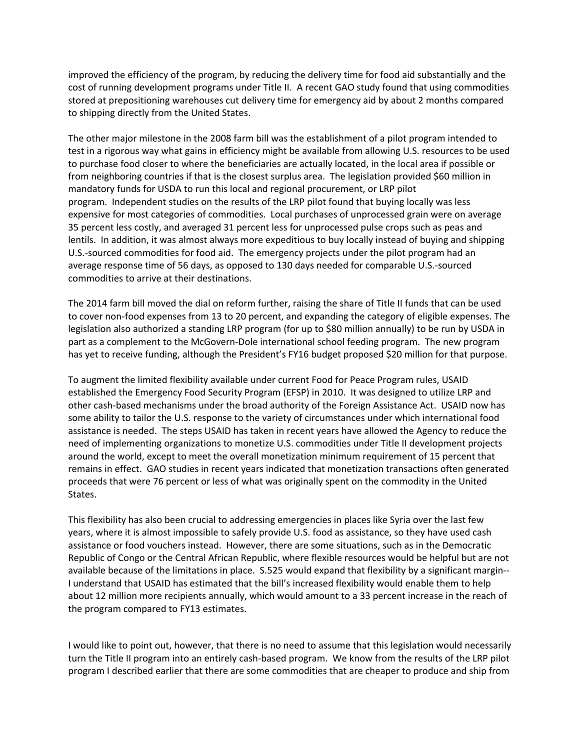improved the efficiency of the program, by reducing the delivery time for food aid substantially and the cost of running development programs under Title II. A recent GAO study found that using commodities stored at prepositioning warehouses cut delivery time for emergency aid by about 2 months compared to shipping directly from the United States.

The other major milestone in the 2008 farm bill was the establishment of a pilot program intended to test in a rigorous way what gains in efficiency might be available from allowing U.S. resources to be used to purchase food closer to where the beneficiaries are actually located, in the local area if possible or from neighboring countries if that is the closest surplus area. The legislation provided $60 million in mandatory funds for USDA to run this local and regional procurement, or LRP pilot program. Independent studies on the results of the LRP pilot found that buying locally was less expensive for most categories of commodities. Local purchases of unprocessed grain were on average 35 percent less costly, and averaged 31 percent less for unprocessed pulse crops such as peas and lentils. In addition, it was almost always more expeditious to buy locally instead of buying and shipping U.S.-sourced commodities for food aid. The emergency projects under the pilot program had an average response time of 56 days, as opposed to 130 days needed for comparable U.S.-sourced commodities to arrive at their destinations.

The 2014 farm bill moved the dial on reform further, raising the share of Title II funds that can be used to cover non-food expenses from 13 to 20 percent, and expanding the category of eligible expenses. The legislation also authorized a standing LRP program (for up to $80 million annually) to be run by USDA in part as a complement to the McGovern-Dole international school feeding program. The new program has yet to receive funding, although the President's FY16 budget proposed $20 million for that purpose.

To augment the limited flexibility available under current Food for Peace Program rules, USAID established the Emergency Food Security Program (EFSP) in 2010. It was designed to utilize LRP and other cash-based mechanisms under the broad authority of the Foreign Assistance Act. USAID now has some ability to tailor the U.S. response to the variety of circumstances under which international food assistance is needed. The steps USAID has taken in recent years have allowed the Agency to reduce the need of implementing organizations to monetize U.S. commodities under Title II development projects around the world, except to meet the overall monetization minimum requirement of 15 percent that remains in effect. GAO studies in recent years indicated that monetization transactions often generated proceeds that were 76 percent or less of what was originally spent on the commodity in the United States.

This flexibility has also been crucial to addressing emergencies in places like Syria over the last few years, where it is almost impossible to safely provide U.S. food as assistance, so they have used cash assistance or food vouchers instead. However, there are some situations, such as in the Democratic Republic of Congo or the Central African Republic, where flexible resources would be helpful but are not available because of the limitations in place. S.525 would expand that flexibility by a significant margin--I understand that USAID has estimated that the bill's increased flexibility would enable them to help about 12 million more recipients annually, which would amount to a 33 percent increase in the reach of the program compared to FY13 estimates.

I would like to point out, however, that there is no need to assume that this legislation would necessarily turn the Title II program into an entirely cash-based program. We know from the results of the LRP pilot program I described earlier that there are some commodities that are cheaper to produce and ship from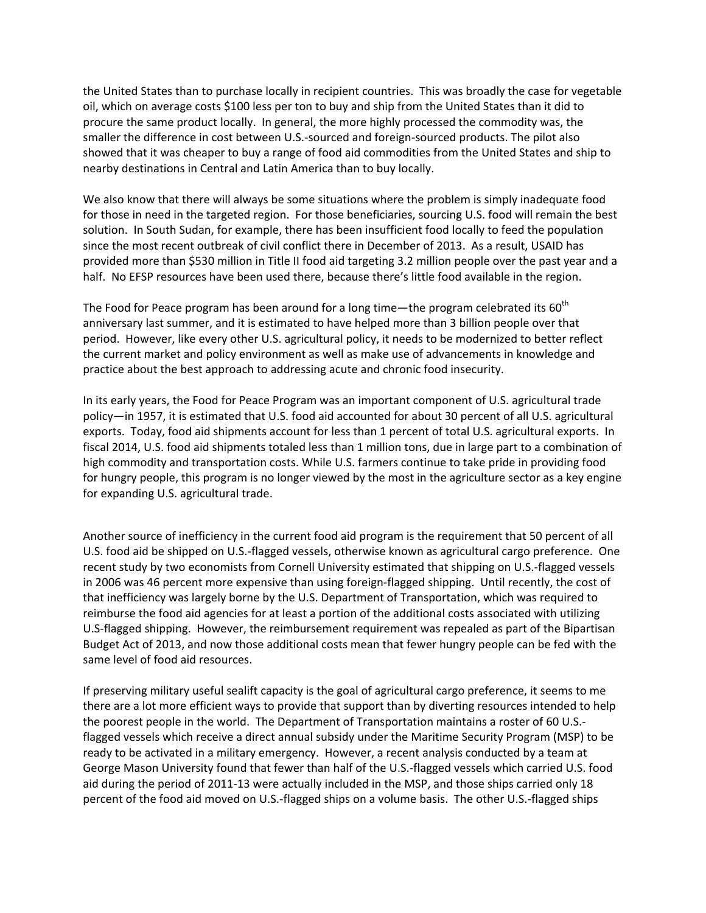the United States than to purchase locally in recipient countries. This was broadly the case for vegetable oil, which on average costs $100 less per ton to buy and ship from the United States than it did to procure the same product locally. In general, the more highly processed the commodity was, the smaller the difference in cost between U.S.-sourced and foreign-sourced products. The pilot also showed that it was cheaper to buy a range of food aid commodities from the United States and ship to nearby destinations in Central and Latin America than to buy locally.

We also know that there will always be some situations where the problem is simply inadequate food for those in need in the targeted region. For those beneficiaries, sourcing U.S. food will remain the best solution. In South Sudan, for example, there has been insufficient food locally to feed the population since the most recent outbreak of civil conflict there in December of 2013. As a result, USAID has provided more than $530 million in Title II food aid targeting 3.2 million people over the past year and a half. No EFSP resources have been used there, because there's little food available in the region.

The Food for Peace program has been around for a long time—the program celebrated its 60th anniversary last summer, and it is estimated to have helped more than 3 billion people over that period. However, like every other U.S. agricultural policy, it needs to be modernized to better reflect the current market and policy environment as well as make use of advancements in knowledge and practice about the best approach to addressing acute and chronic food insecurity.

In its early years, the Food for Peace Program was an important component of U.S. agricultural trade policy—in 1957, it is estimated that U.S. food aid accounted for about 30 percent of all U.S. agricultural exports. Today, food aid shipments account for less than 1 percent of total U.S. agricultural exports. In fiscal 2014, U.S. food aid shipments totaled less than 1 million tons, due in large part to a combination of high commodity and transportation costs. While U.S. farmers continue to take pride in providing food for hungry people, this program is no longer viewed by the most in the agriculture sector as a key engine for expanding U.S. agricultural trade.

Another source of inefficiency in the current food aid program is the requirement that 50 percent of all U.S. food aid be shipped on U.S.-flagged vessels, otherwise known as agricultural cargo preference. One recent study by two economists from Cornell University estimated that shipping on U.S.-flagged vessels in 2006 was 46 percent more expensive than using foreign-flagged shipping. Until recently, the cost of that inefficiency was largely borne by the U.S. Department of Transportation, which was required to reimburse the food aid agencies for at least a portion of the additional costs associated with utilizing U.S-flagged shipping. However, the reimbursement requirement was repealed as part of the Bipartisan Budget Act of 2013, and now those additional costs mean that fewer hungry people can be fed with the same level of food aid resources.

If preserving military useful sealift capacity is the goal of agricultural cargo preference, it seems to me there are a lot more efficient ways to provide that support than by diverting resources intended to help the poorest people in the world. The Department of Transportation maintains a roster of 60 U.S.-flagged vessels which receive a direct annual subsidy under the Maritime Security Program (MSP) to be ready to be activated in a military emergency. However, a recent analysis conducted by a team at George Mason University found that fewer than half of the U.S.-flagged vessels which carried U.S. food aid during the period of 2011-13 were actually included in the MSP, and those ships carried only 18 percent of the food aid moved on U.S.-flagged ships on a volume basis. The other U.S.-flagged ships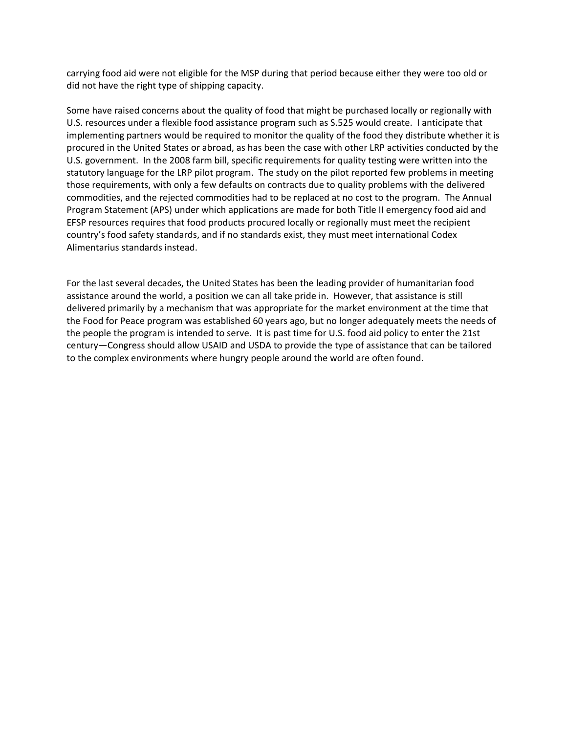carrying food aid were not eligible for the MSP during that period because either they were too old or did not have the right type of shipping capacity.

Some have raised concerns about the quality of food that might be purchased locally or regionally with U.S. resources under a flexible food assistance program such as S.525 would create. I anticipate that implementing partners would be required to monitor the quality of the food they distribute whether it is procured in the United States or abroad, as has been the case with other LRP activities conducted by the U.S. government. In the 2008 farm bill, specific requirements for quality testing were written into the statutory language for the LRP pilot program. The study on the pilot reported few problems in meeting those requirements, with only a few defaults on contracts due to quality problems with the delivered commodities, and the rejected commodities had to be replaced at no cost to the program. The Annual Program Statement (APS) under which applications are made for both Title II emergency food aid and EFSP resources requires that food products procured locally or regionally must meet the recipient country's food safety standards, and if no standards exist, they must meet international Codex Alimentarius standards instead.

For the last several decades, the United States has been the leading provider of humanitarian food assistance around the world, a position we can all take pride in. However, that assistance is still delivered primarily by a mechanism that was appropriate for the market environment at the time that the Food for Peace program was established 60 years ago, but no longer adequately meets the needs of the people the program is intended to serve. It is past time for U.S. food aid policy to enter the 21st century—Congress should allow USAID and USDA to provide the type of assistance that can be tailored to the complex environments where hungry people around the world are often found.